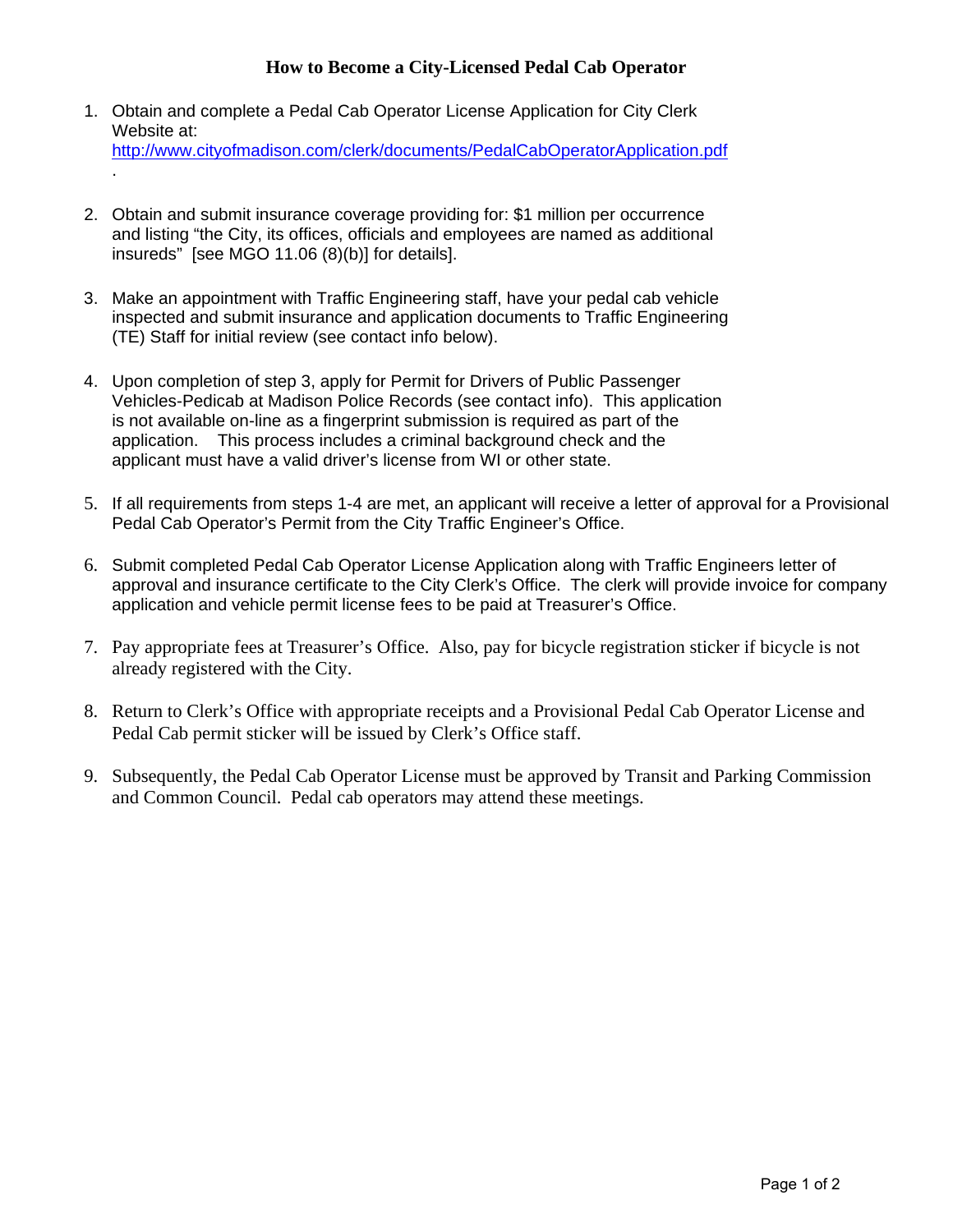# How to Become a City-Licensed Pedal Cab Operator

1. Obtain and complete a Pedal Cab Operator License Application for City Clerk Website at: http://www.cityofmadison.com/clerk/documents/PedalCabOperatorApplication.pdf .

2. Obtain and submit insurance coverage providing for: $1 million per occurrence and listing "the City, its offices, officials and employees are named as additional insureds" [see MGO 11.06 (8)(b)] for details].

3. Make an appointment with Traffic Engineering staff, have your pedal cab vehicle inspected and submit insurance and application documents to Traffic Engineering (TE) Staff for initial review (see contact info below).

4. Upon completion of step 3, apply for Permit for Drivers of Public Passenger Vehicles-Pedicab at Madison Police Records (see contact info). This application is not available on-line as a fingerprint submission is required as part of the application. This process includes a criminal background check and the applicant must have a valid driver's license from WI or other state.

5. If all requirements from steps 1-4 are met, an applicant will receive a letter of approval for a Provisional Pedal Cab Operator's Permit from the City Traffic Engineer's Office.

6. Submit completed Pedal Cab Operator License Application along with Traffic Engineers letter of approval and insurance certificate to the City Clerk's Office. The clerk will provide invoice for company application and vehicle permit license fees to be paid at Treasurer's Office.

7. Pay appropriate fees at Treasurer's Office. Also, pay for bicycle registration sticker if bicycle is not already registered with the City.

8. Return to Clerk's Office with appropriate receipts and a Provisional Pedal Cab Operator License and Pedal Cab permit sticker will be issued by Clerk's Office staff.

9. Subsequently, the Pedal Cab Operator License must be approved by Transit and Parking Commission and Common Council. Pedal cab operators may attend these meetings.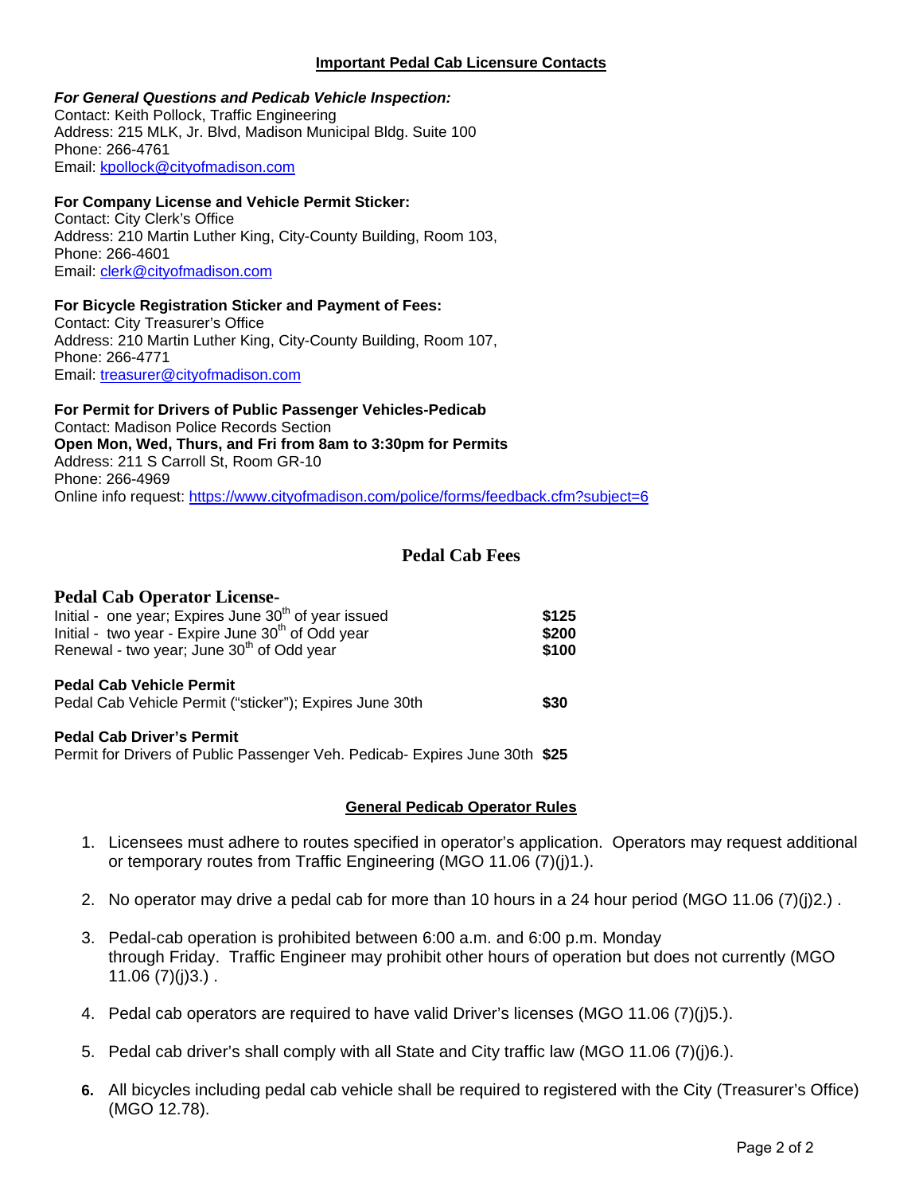## Important Pedal Cab Licensure Contacts

***For General Questions and Pedicab Vehicle Inspection:***
Contact: Keith Pollock, Traffic Engineering
Address: 215 MLK, Jr. Blvd, Madison Municipal Bldg. Suite 100
Phone: 266-4761
Email: kpollock@cityofmadison.com

**For Company License and Vehicle Permit Sticker:**
Contact: City Clerk's Office
Address: 210 Martin Luther King, City-County Building, Room 103,
Phone: 266-4601
Email: clerk@cityofmadison.com

**For Bicycle Registration Sticker and Payment of Fees:**
Contact: City Treasurer's Office
Address: 210 Martin Luther King, City-County Building, Room 107,
Phone: 266-4771
Email: treasurer@cityofmadison.com

**For Permit for Drivers of Public Passenger Vehicles-Pedicab**
Contact: Madison Police Records Section
**Open Mon, Wed, Thurs, and Fri from 8am to 3:30pm for Permits**
Address: 211 S Carroll St, Room GR-10
Phone: 266-4969
Online info request: https://www.cityofmadison.com/police/forms/feedback.cfm?subject=6

## Pedal Cab Fees

### Pedal Cab Operator License-

| | |
|---|---|
| Initial - one year; Expires June 30th of year issued | **$125** |
| Initial - two year - Expire June 30th of Odd year | **$200** |
| Renewal - two year; June 30th of Odd year | **$100** |

**Pedal Cab Vehicle Permit**

| | |
|---|---|
| Pedal Cab Vehicle Permit ("sticker"); Expires June 30th | **$30** |

**Pedal Cab Driver's Permit**

| | |
|---|---|
| Permit for Drivers of Public Passenger Veh. Pedicab- Expires June 30th | **$25** |

## General Pedicab Operator Rules

1. Licensees must adhere to routes specified in operator's application. Operators may request additional or temporary routes from Traffic Engineering (MGO 11.06 (7)(j)1.).
2. No operator may drive a pedal cab for more than 10 hours in a 24 hour period (MGO 11.06 (7)(j)2.) .
3. Pedal-cab operation is prohibited between 6:00 a.m. and 6:00 p.m. Monday through Friday. Traffic Engineer may prohibit other hours of operation but does not currently (MGO 11.06 (7)(j)3.) .
4. Pedal cab operators are required to have valid Driver's licenses (MGO 11.06 (7)(j)5.).
5. Pedal cab driver's shall comply with all State and City traffic law (MGO 11.06 (7)(j)6.).
6. All bicycles including pedal cab vehicle shall be required to registered with the City (Treasurer's Office) (MGO 12.78).